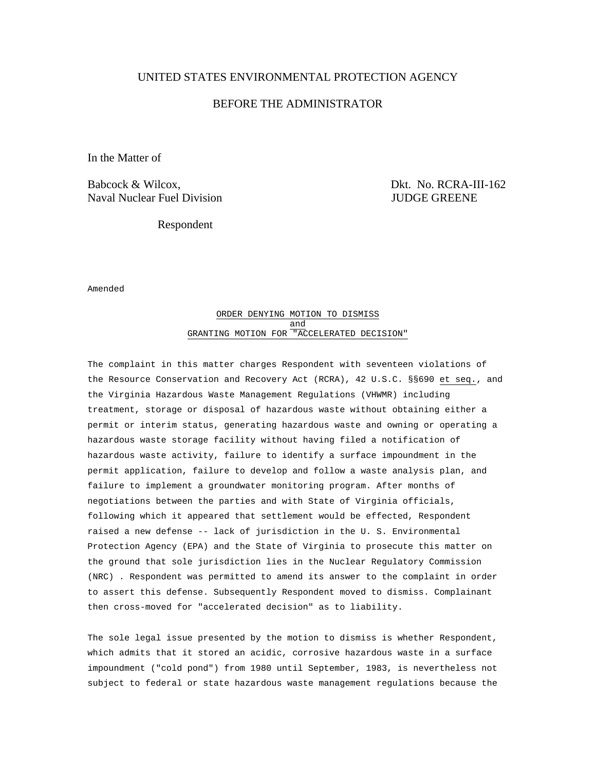UNITED STATES ENVIRONMENTAL PROTECTION AGENCY

BEFORE THE ADMINISTRATOR

In the Matter of

Babcock & Wilcox,
Naval Nuclear Fuel Division

Respondent

Dkt. No. RCRA-III-162
JUDGE GREENE

Amended

## ORDER DENYING MOTION TO DISMISS and GRANTING MOTION FOR "ACCELERATED DECISION"

The complaint in this matter charges Respondent with seventeen violations of the Resource Conservation and Recovery Act (RCRA), 42 U.S.C. §§690 *et seq.*, and the Virginia Hazardous Waste Management Regulations (VHWMR) including treatment, storage or disposal of hazardous waste without obtaining either a permit or interim status, generating hazardous waste and owning or operating a hazardous waste storage facility without having filed a notification of hazardous waste activity, failure to identify a surface impoundment in the permit application, failure to develop and follow a waste analysis plan, and failure to implement a groundwater monitoring program. After months of negotiations between the parties and with State of Virginia officials, following which it appeared that settlement would be effected, Respondent raised a new defense -- lack of jurisdiction in the U. S. Environmental Protection Agency (EPA) and the State of Virginia to prosecute this matter on the ground that sole jurisdiction lies in the Nuclear Regulatory Commission (NRC) . Respondent was permitted to amend its answer to the complaint in order to assert this defense. Subsequently Respondent moved to dismiss. Complainant then cross-moved for "accelerated decision" as to liability.

The sole legal issue presented by the motion to dismiss is whether Respondent, which admits that it stored an acidic, corrosive hazardous waste in a surface impoundment ("cold pond") from 1980 until September, 1983, is nevertheless not subject to federal or state hazardous waste management regulations because the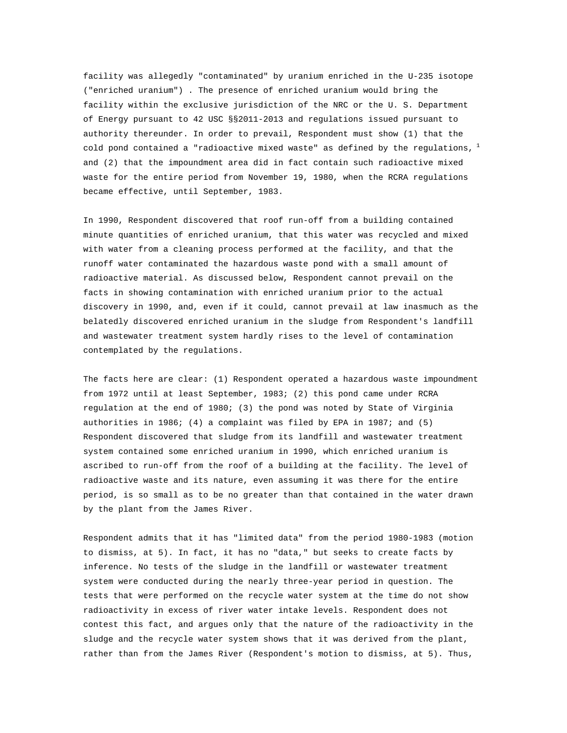facility was allegedly "contaminated" by uranium enriched in the U-235 isotope ("enriched uranium") . The presence of enriched uranium would bring the facility within the exclusive jurisdiction of the NRC or the U. S. Department of Energy pursuant to 42 USC §§2011-2013 and regulations issued pursuant to authority thereunder. In order to prevail, Respondent must show (1) that the cold pond contained a "radioactive mixed waste" as defined by the regulations, [1] and (2) that the impoundment area did in fact contain such radioactive mixed waste for the entire period from November 19, 1980, when the RCRA regulations became effective, until September, 1983.

In 1990, Respondent discovered that roof run-off from a building contained minute quantities of enriched uranium, that this water was recycled and mixed with water from a cleaning process performed at the facility, and that the runoff water contaminated the hazardous waste pond with a small amount of radioactive material. As discussed below, Respondent cannot prevail on the facts in showing contamination with enriched uranium prior to the actual discovery in 1990, and, even if it could, cannot prevail at law inasmuch as the belatedly discovered enriched uranium in the sludge from Respondent's landfill and wastewater treatment system hardly rises to the level of contamination contemplated by the regulations.

The facts here are clear: (1) Respondent operated a hazardous waste impoundment from 1972 until at least September, 1983; (2) this pond came under RCRA regulation at the end of 1980; (3) the pond was noted by State of Virginia authorities in 1986; (4) a complaint was filed by EPA in 1987; and (5) Respondent discovered that sludge from its landfill and wastewater treatment system contained some enriched uranium in 1990, which enriched uranium is ascribed to run-off from the roof of a building at the facility. The level of radioactive waste and its nature, even assuming it was there for the entire period, is so small as to be no greater than that contained in the water drawn by the plant from the James River.

Respondent admits that it has "limited data" from the period 1980-1983 (motion to dismiss, at 5). In fact, it has no "data," but seeks to create facts by inference. No tests of the sludge in the landfill or wastewater treatment system were conducted during the nearly three-year period in question. The tests that were performed on the recycle water system at the time do not show radioactivity in excess of river water intake levels. Respondent does not contest this fact, and argues only that the nature of the radioactivity in the sludge and the recycle water system shows that it was derived from the plant, rather than from the James River (Respondent's motion to dismiss, at 5). Thus,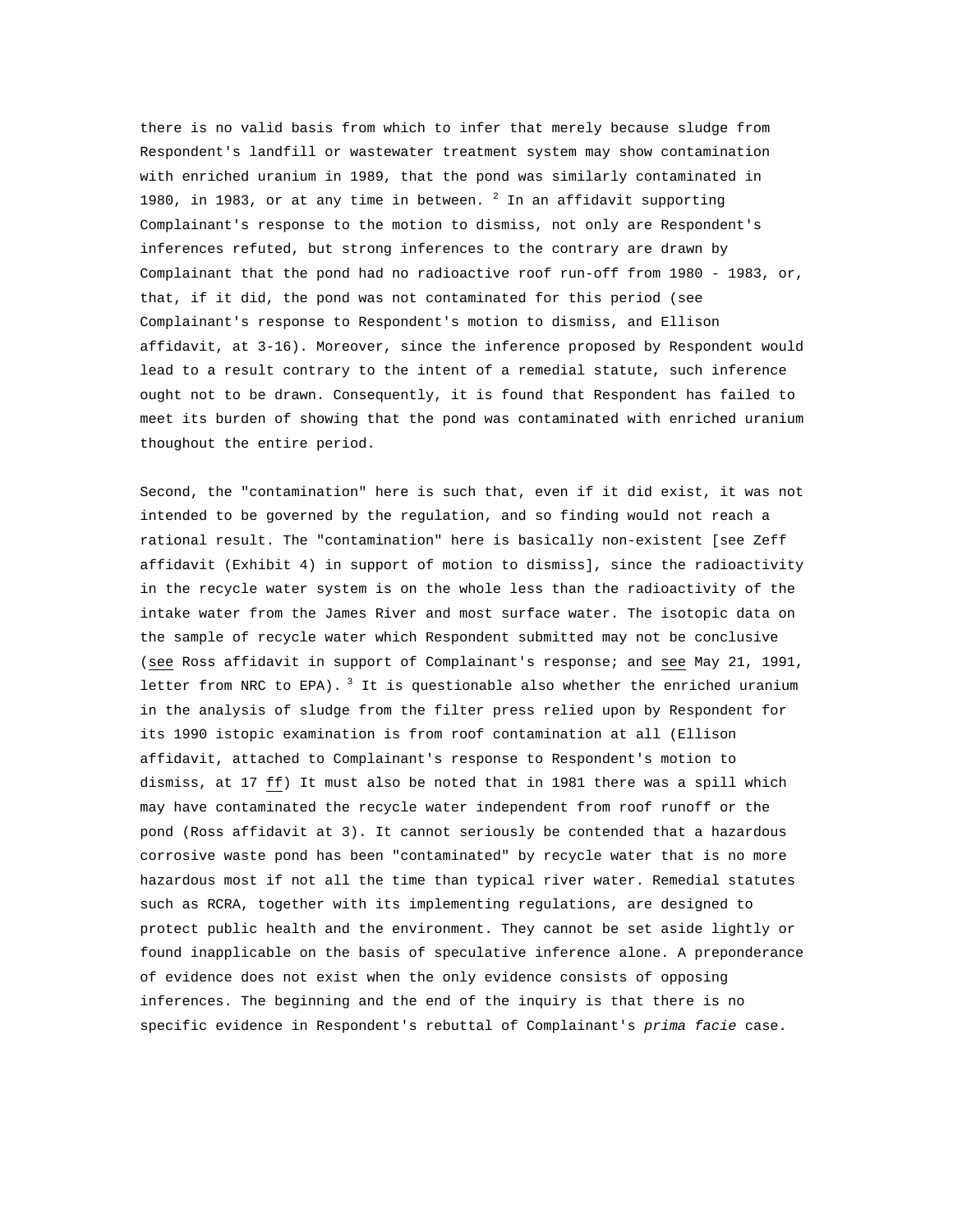there is no valid basis from which to infer that merely because sludge from Respondent's landfill or wastewater treatment system may show contamination with enriched uranium in 1989, that the pond was similarly contaminated in 1980, in 1983, or at any time in between. [2] In an affidavit supporting Complainant's response to the motion to dismiss, not only are Respondent's inferences refuted, but strong inferences to the contrary are drawn by Complainant that the pond had no radioactive roof run-off from 1980 - 1983, or, that, if it did, the pond was not contaminated for this period (see Complainant's response to Respondent's motion to dismiss, and Ellison affidavit, at 3-16). Moreover, since the inference proposed by Respondent would lead to a result contrary to the intent of a remedial statute, such inference ought not to be drawn. Consequently, it is found that Respondent has failed to meet its burden of showing that the pond was contaminated with enriched uranium thoughout the entire period.

Second, the "contamination" here is such that, even if it did exist, it was not intended to be governed by the regulation, and so finding would not reach a rational result. The "contamination" here is basically non-existent [see Zeff affidavit (Exhibit 4) in support of motion to dismiss], since the radioactivity in the recycle water system is on the whole less than the radioactivity of the intake water from the James River and most surface water. The isotopic data on the sample of recycle water which Respondent submitted may not be conclusive (see Ross affidavit in support of Complainant's response; and see May 21, 1991, letter from NRC to EPA). [3] It is questionable also whether the enriched uranium in the analysis of sludge from the filter press relied upon by Respondent for its 1990 istopic examination is from roof contamination at all (Ellison affidavit, attached to Complainant's response to Respondent's motion to dismiss, at 17 ff) It must also be noted that in 1981 there was a spill which may have contaminated the recycle water independent from roof runoff or the pond (Ross affidavit at 3). It cannot seriously be contended that a hazardous corrosive waste pond has been "contaminated" by recycle water that is no more hazardous most if not all the time than typical river water. Remedial statutes such as RCRA, together with its implementing regulations, are designed to protect public health and the environment. They cannot be set aside lightly or found inapplicable on the basis of speculative inference alone. A preponderance of evidence does not exist when the only evidence consists of opposing inferences. The beginning and the end of the inquiry is that there is no specific evidence in Respondent's rebuttal of Complainant's *prima facie* case.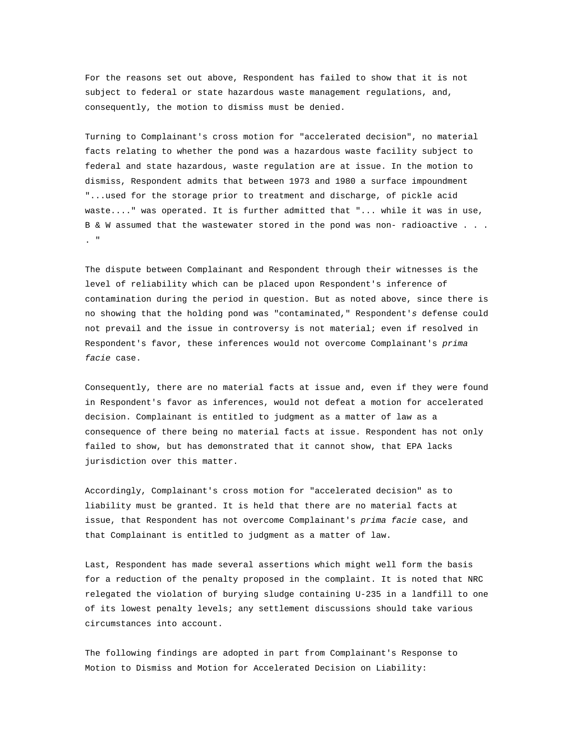For the reasons set out above, Respondent has failed to show that it is not subject to federal or state hazardous waste management regulations, and, consequently, the motion to dismiss must be denied.

Turning to Complainant's cross motion for "accelerated decision", no material facts relating to whether the pond was a hazardous waste facility subject to federal and state hazardous, waste regulation are at issue. In the motion to dismiss, Respondent admits that between 1973 and 1980 a surface impoundment "...used for the storage prior to treatment and discharge, of pickle acid waste...." was operated. It is further admitted that "... while it was in use, B & W assumed that the wastewater stored in the pond was non- radioactive . . . . "

The dispute between Complainant and Respondent through their witnesses is the level of reliability which can be placed upon Respondent's inference of contamination during the period in question. But as noted above, since there is no showing that the holding pond was "contaminated," Respondent's defense could not prevail and the issue in controversy is not material; even if resolved in Respondent's favor, these inferences would not overcome Complainant's *prima facie* case.

Consequently, there are no material facts at issue and, even if they were found in Respondent's favor as inferences, would not defeat a motion for accelerated decision. Complainant is entitled to judgment as a matter of law as a consequence of there being no material facts at issue. Respondent has not only failed to show, but has demonstrated that it cannot show, that EPA lacks jurisdiction over this matter.

Accordingly, Complainant's cross motion for "accelerated decision" as to liability must be granted. It is held that there are no material facts at issue, that Respondent has not overcome Complainant's *prima facie* case, and that Complainant is entitled to judgment as a matter of law.

Last, Respondent has made several assertions which might well form the basis for a reduction of the penalty proposed in the complaint. It is noted that NRC relegated the violation of burying sludge containing U-235 in a landfill to one of its lowest penalty levels; any settlement discussions should take various circumstances into account.

The following findings are adopted in part from Complainant's Response to Motion to Dismiss and Motion for Accelerated Decision on Liability: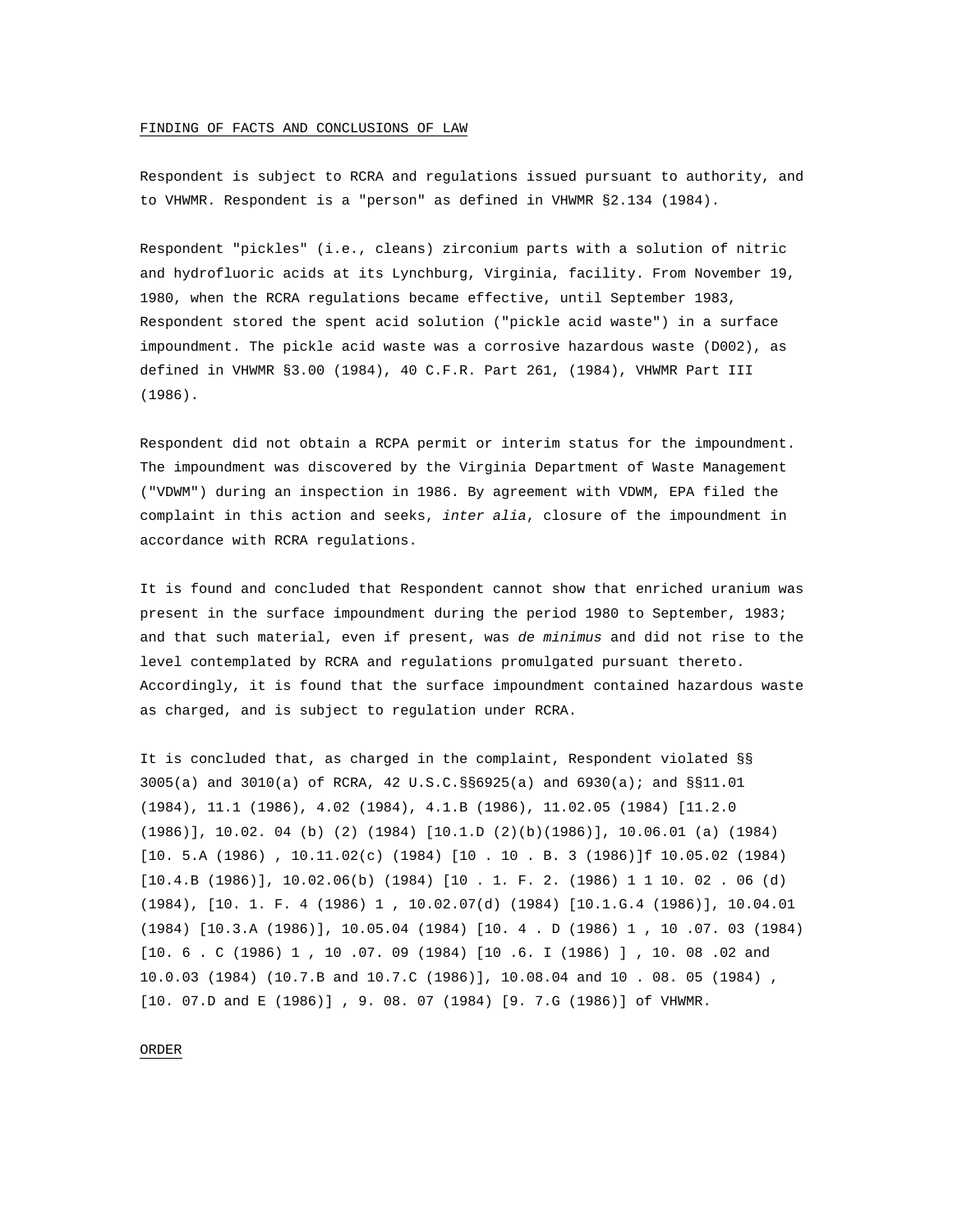FINDING OF FACTS AND CONCLUSIONS OF LAW

Respondent is subject to RCRA and regulations issued pursuant to authority, and to VHWMR. Respondent is a "person" as defined in VHWMR §2.134 (1984).

Respondent "pickles" (i.e., cleans) zirconium parts with a solution of nitric and hydrofluoric acids at its Lynchburg, Virginia, facility. From November 19, 1980, when the RCRA regulations became effective, until September 1983, Respondent stored the spent acid solution ("pickle acid waste") in a surface impoundment. The pickle acid waste was a corrosive hazardous waste (D002), as defined in VHWMR §3.00 (1984), 40 C.F.R. Part 261, (1984), VHWMR Part III (1986).

Respondent did not obtain a RCPA permit or interim status for the impoundment. The impoundment was discovered by the Virginia Department of Waste Management ("VDWM") during an inspection in 1986. By agreement with VDWM, EPA filed the complaint in this action and seeks, *inter alia*, closure of the impoundment in accordance with RCRA regulations.

It is found and concluded that Respondent cannot show that enriched uranium was present in the surface impoundment during the period 1980 to September, 1983; and that such material, even if present, was *de minimus* and did not rise to the level contemplated by RCRA and regulations promulgated pursuant thereto. Accordingly, it is found that the surface impoundment contained hazardous waste as charged, and is subject to regulation under RCRA.

It is concluded that, as charged in the complaint, Respondent violated §§ 3005(a) and 3010(a) of RCRA, 42 U.S.C.§§6925(a) and 6930(a); and §§11.01 (1984), 11.1 (1986), 4.02 (1984), 4.1.B (1986), 11.02.05 (1984) [11.2.0 (1986)], 10.02. 04 (b) (2) (1984) [10.1.D (2)(b)(1986)], 10.06.01 (a) (1984) [10. 5.A (1986) , 10.11.02(c) (1984) [10 . 10 . B. 3 (1986)]f 10.05.02 (1984) [10.4.B (1986)], 10.02.06(b) (1984) [10 . 1. F. 2. (1986) 1 1 10. 02 . 06 (d) (1984), [10. 1. F. 4 (1986) 1 , 10.02.07(d) (1984) [10.1.G.4 (1986)], 10.04.01 (1984) [10.3.A (1986)], 10.05.04 (1984) [10. 4 . D (1986) 1 , 10 .07. 03 (1984) [10. 6 . C (1986) 1 , 10 .07. 09 (1984) [10 .6. I (1986) ] , 10. 08 .02 and 10.0.03 (1984) (10.7.B and 10.7.C (1986)], 10.08.04 and 10 . 08. 05 (1984) , [10. 07.D and E (1986)] , 9. 08. 07 (1984) [9. 7.G (1986)] of VHWMR.

ORDER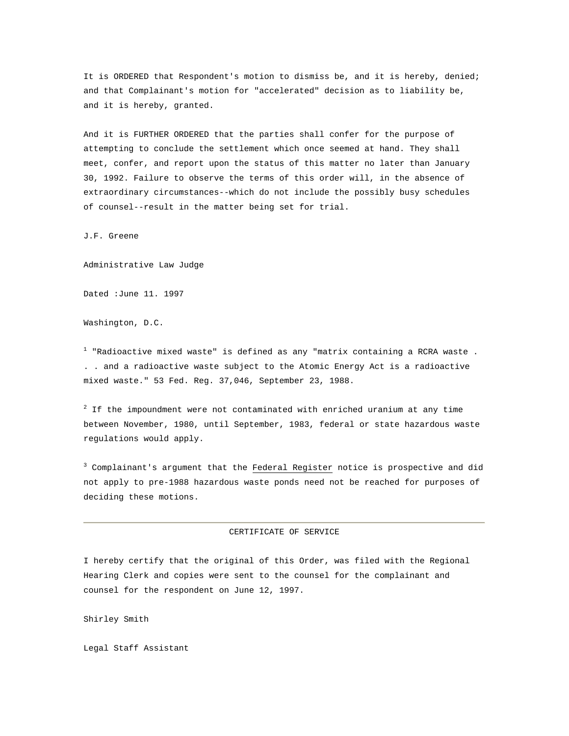It is ORDERED that Respondent's motion to dismiss be, and it is hereby, denied; and that Complainant's motion for "accelerated" decision as to liability be, and it is hereby, granted.

And it is FURTHER ORDERED that the parties shall confer for the purpose of attempting to conclude the settlement which once seemed at hand. They shall meet, confer, and report upon the status of this matter no later than January 30, 1992. Failure to observe the terms of this order will, in the absence of extraordinary circumstances--which do not include the possibly busy schedules of counsel--result in the matter being set for trial.

J.F. Greene

Administrative Law Judge

Dated :June 11. 1997

Washington, D.C.

[1] "Radioactive mixed waste" is defined as any "matrix containing a RCRA waste . . . and a radioactive waste subject to the Atomic Energy Act is a radioactive mixed waste." 53 Fed. Reg. 37,046, September 23, 1988.

[2] If the impoundment were not contaminated with enriched uranium at any time between November, 1980, until September, 1983, federal or state hazardous waste regulations would apply.

[3] Complainant's argument that the Federal Register notice is prospective and did not apply to pre-1988 hazardous waste ponds need not be reached for purposes of deciding these motions.

---

CERTIFICATE OF SERVICE

I hereby certify that the original of this Order, was filed with the Regional Hearing Clerk and copies were sent to the counsel for the complainant and counsel for the respondent on June 12, 1997.

Shirley Smith

Legal Staff Assistant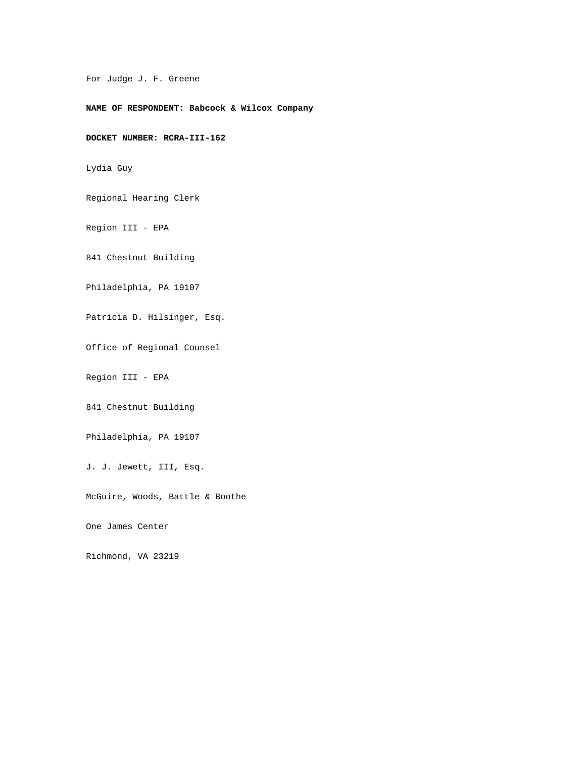For Judge J. F. Greene

**NAME OF RESPONDENT: Babcock & Wilcox Company**

**DOCKET NUMBER: RCRA-III-162**

Lydia Guy

Regional Hearing Clerk

Region III - EPA

841 Chestnut Building

Philadelphia, PA 19107

Patricia D. Hilsinger, Esq.

Office of Regional Counsel

Region III - EPA

841 Chestnut Building

Philadelphia, PA 19107

J. J. Jewett, III, Esq.

McGuire, Woods, Battle & Boothe

One James Center

Richmond, VA 23219